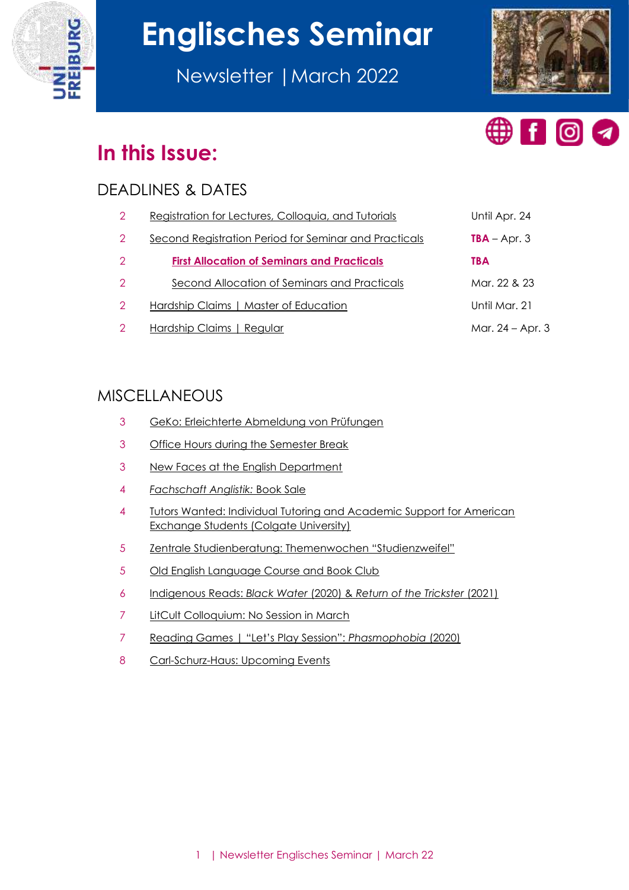# Englisches Seminar

Newsletter | March 2022

## In this Issue:

### DEADLINES & DATES

| | | |
|---|---|---|
| 2 | Registration for Lectures, Colloquia, and Tutorials | Until Apr. 24 |
| 2 | Second Registration Period for Seminar and Practicals | **TBA** – Apr. 3 |
| 2 | **First Allocation of Seminars and Practicals** | **TBA** |
| 2 | Second Allocation of Seminars and Practicals | Mar. 22 & 23 |
| 2 | Hardship Claims \| Master of Education | Until Mar. 21 |
| 2 | Hardship Claims \| Regular | Mar. 24 – Apr. 3 |

### MISCELLANEOUS

| | |
|---|---|
| 3 | GeKo: Erleichterte Abmeldung von Prüfungen |
| 3 | Office Hours during the Semester Break |
| 3 | New Faces at the English Department |
| 4 | *Fachschaft Anglistik:* Book Sale |
| 4 | Tutors Wanted: Individual Tutoring and Academic Support for American Exchange Students (Colgate University) |
| 5 | Zentrale Studienberatung: Themenwochen "Studienzweifel" |
| 5 | Old English Language Course and Book Club |
| 6 | Indigenous Reads: *Black Water* (2020) & *Return of the Trickster* (2021) |
| 7 | LitCult Colloquium: No Session in March |
| 7 | Reading Games \| "Let's Play Session": *Phasmophobia* (2020) |
| 8 | Carl-Schurz-Haus: Upcoming Events |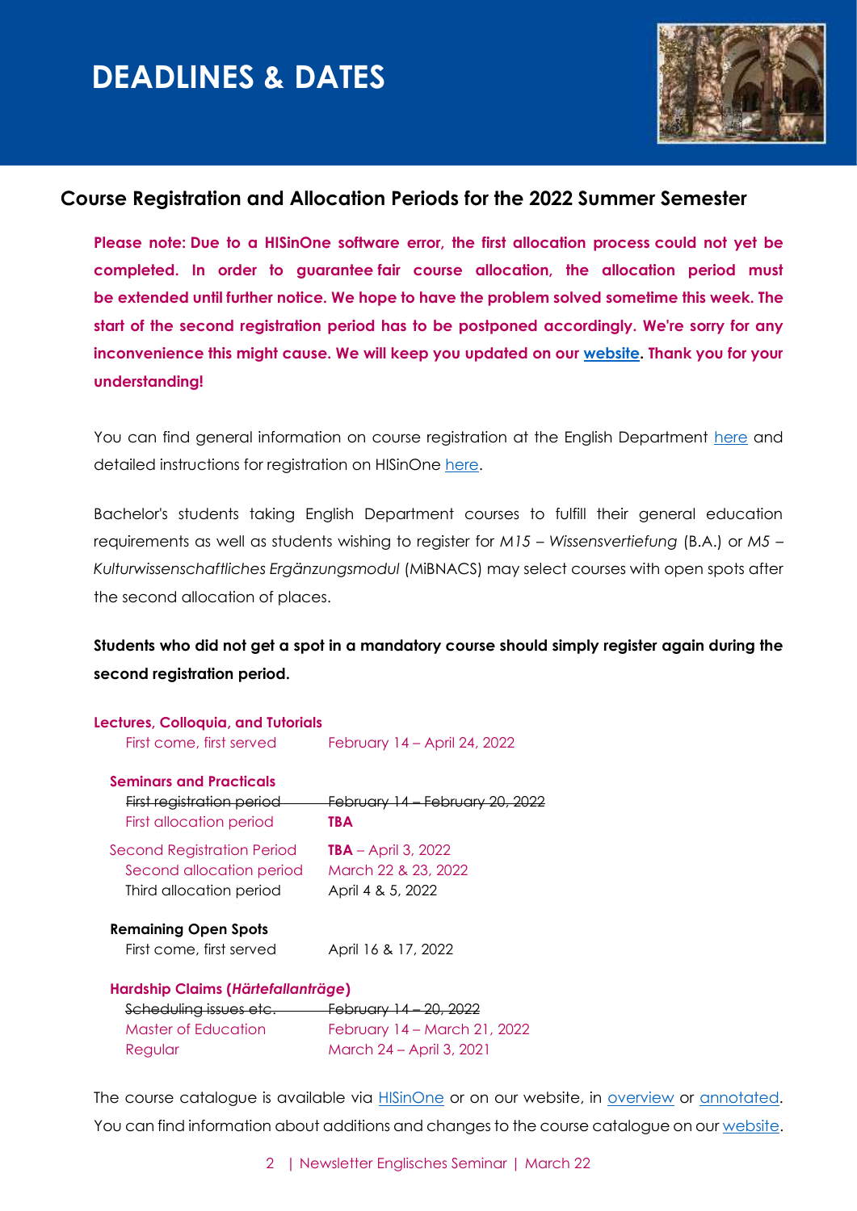# DEADLINES & DATES

## Course Registration and Allocation Periods for the 2022 Summer Semester

**Please note: Due to a HISinOne software error, the first allocation process could not yet be completed. In order to guarantee fair course allocation, the allocation period must be extended until further notice. We hope to have the problem solved sometime this week. The start of the second registration period has to be postponed accordingly. We're sorry for any inconvenience this might cause. We will keep you updated on our [website](). Thank you for your understanding!**

You can find general information on course registration at the English Department [here]() and detailed instructions for registration on HISinOne [here]().

Bachelor's students taking English Department courses to fulfill their general education requirements as well as students wishing to register for *M15 – Wissensvertiefung* (B.A.) or *M5 – Kulturwissenschaftliches Ergänzungsmodul* (MiBNACS) may select courses with open spots after the second allocation of places.

**Students who did not get a spot in a mandatory course should simply register again during the second registration period.**

**Lectures, Colloquia, and Tutorials**

| | |
|---|---|
| First come, first served | February 14 – April 24, 2022 |

**Seminars and Practicals**

| | |
|---|---|
| ~~First registration period~~ | ~~February 14 – February 20, 2022~~ |
| First allocation period | **TBA** |
| Second Registration Period | **TBA** – April 3, 2022 |
| Second allocation period | March 22 & 23, 2022 |
| Third allocation period | April 4 & 5, 2022 |

**Remaining Open Spots**

| | |
|---|---|
| First come, first served | April 16 & 17, 2022 |

**Hardship Claims (*Härtefallanträge*)**

| | |
|---|---|
| ~~Scheduling issues etc.~~ | ~~February 14 – 20, 2022~~ |
| Master of Education | February 14 – March 21, 2022 |
| Regular | March 24 – April 3, 2021 |

The course catalogue is available via [HISinOne]() or on our website, in [overview]() or [annotated](). You can find information about additions and changes to the course catalogue on our [website]().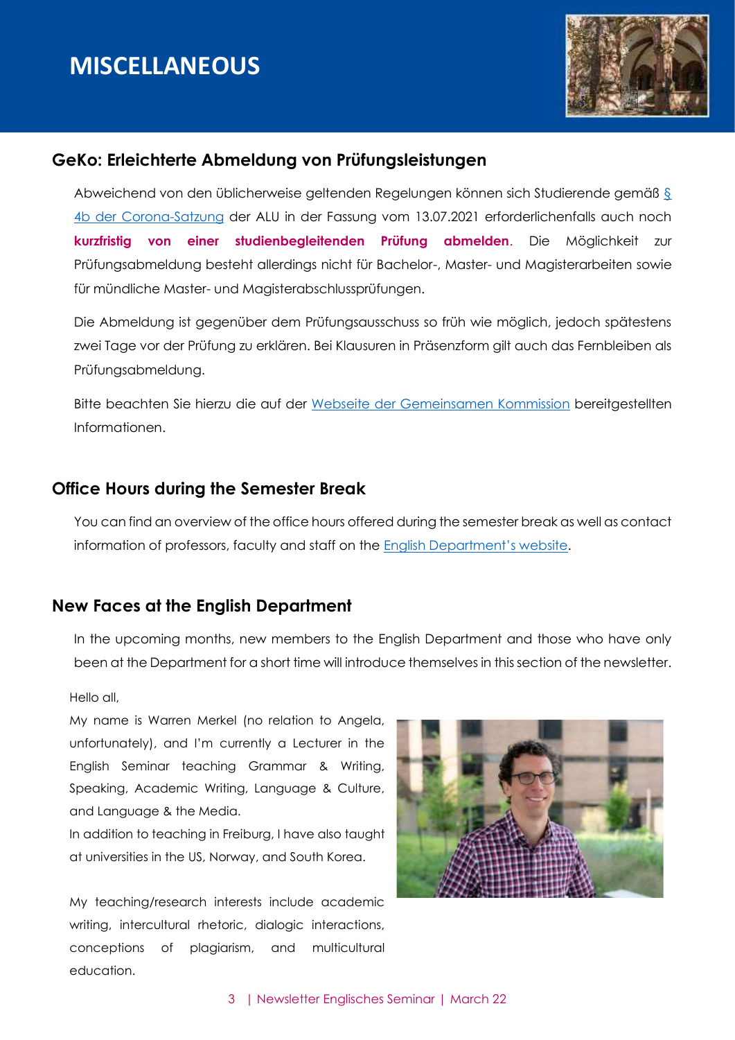# MISCELLANEOUS

## GeKo: Erleichterte Abmeldung von Prüfungsleistungen

Abweichend von den üblicherweise geltenden Regelungen können sich Studierende gemäß [§ 4b der Corona-Satzung](#) der ALU in der Fassung vom 13.07.2021 erforderlichenfalls auch noch **kurzfristig von einer studienbegleitenden Prüfung abmelden**. Die Möglichkeit zur Prüfungsabmeldung besteht allerdings nicht für Bachelor-, Master- und Magisterarbeiten sowie für mündliche Master- und Magisterabschlussprüfungen.

Die Abmeldung ist gegenüber dem Prüfungsausschuss so früh wie möglich, jedoch spätestens zwei Tage vor der Prüfung zu erklären. Bei Klausuren in Präsenzform gilt auch das Fernbleiben als Prüfungsabmeldung.

Bitte beachten Sie hierzu die auf der [Webseite der Gemeinsamen Kommission](#) bereitgestellten Informationen.

## Office Hours during the Semester Break

You can find an overview of the office hours offered during the semester break as well as contact information of professors, faculty and staff on the [English Department's website](#).

## New Faces at the English Department

In the upcoming months, new members to the English Department and those who have only been at the Department for a short time will introduce themselves in this section of the newsletter.

Hello all,

My name is Warren Merkel (no relation to Angela, unfortunately), and I'm currently a Lecturer in the English Seminar teaching Grammar & Writing, Speaking, Academic Writing, Language & Culture, and Language & the Media.

In addition to teaching in Freiburg, I have also taught at universities in the US, Norway, and South Korea.

My teaching/research interests include academic writing, intercultural rhetoric, dialogic interactions, conceptions of plagiarism, and multicultural education.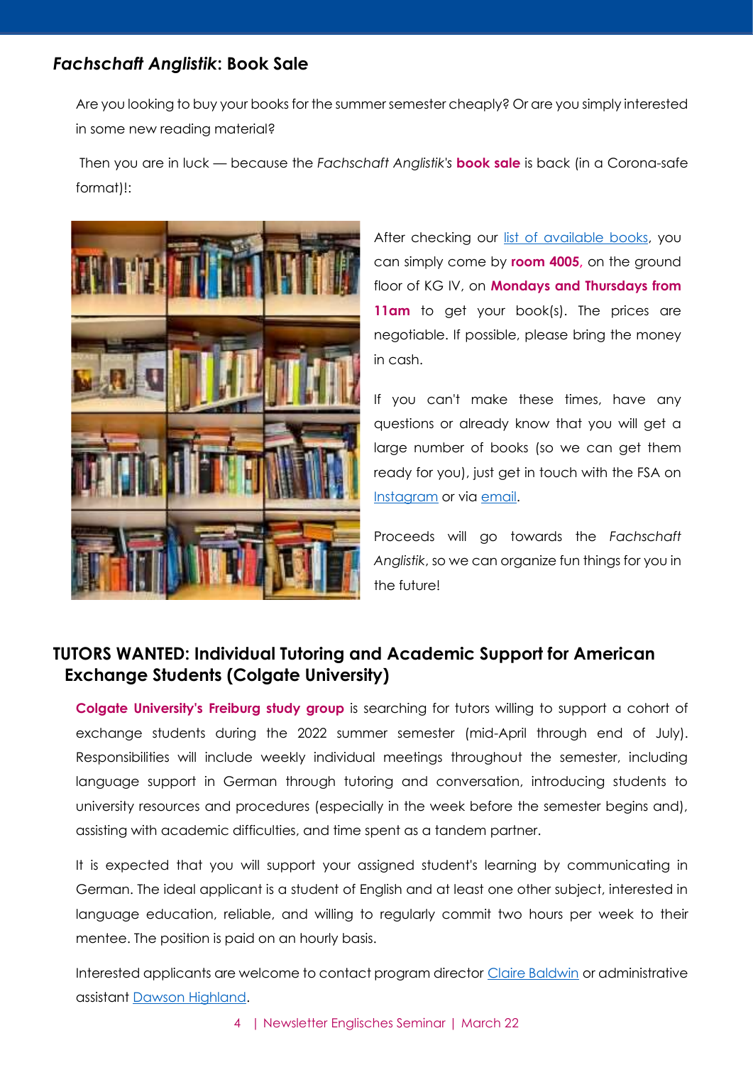## *Fachschaft Anglistik*: Book Sale

Are you looking to buy your books for the summer semester cheaply? Or are you simply interested in some new reading material?

Then you are in luck — because the *Fachschaft Anglistik's* **book sale** is back (in a Corona-safe format)!:

After checking our list of available books, you can simply come by **room 4005,** on the ground floor of KG IV, on **Mondays and Thursdays from 11am** to get your book(s). The prices are negotiable. If possible, please bring the money in cash.

If you can't make these times, have any questions or already know that you will get a large number of books (so we can get them ready for you), just get in touch with the FSA on Instagram or via email.

Proceeds will go towards the *Fachschaft Anglistik*, so we can organize fun things for you in the future!

## TUTORS WANTED: Individual Tutoring and Academic Support for American Exchange Students (Colgate University)

**Colgate University's Freiburg study group** is searching for tutors willing to support a cohort of exchange students during the 2022 summer semester (mid-April through end of July). Responsibilities will include weekly individual meetings throughout the semester, including language support in German through tutoring and conversation, introducing students to university resources and procedures (especially in the week before the semester begins and), assisting with academic difficulties, and time spent as a tandem partner.

It is expected that you will support your assigned student's learning by communicating in German. The ideal applicant is a student of English and at least one other subject, interested in language education, reliable, and willing to regularly commit two hours per week to their mentee. The position is paid on an hourly basis.

Interested applicants are welcome to contact program director Claire Baldwin or administrative assistant Dawson Highland.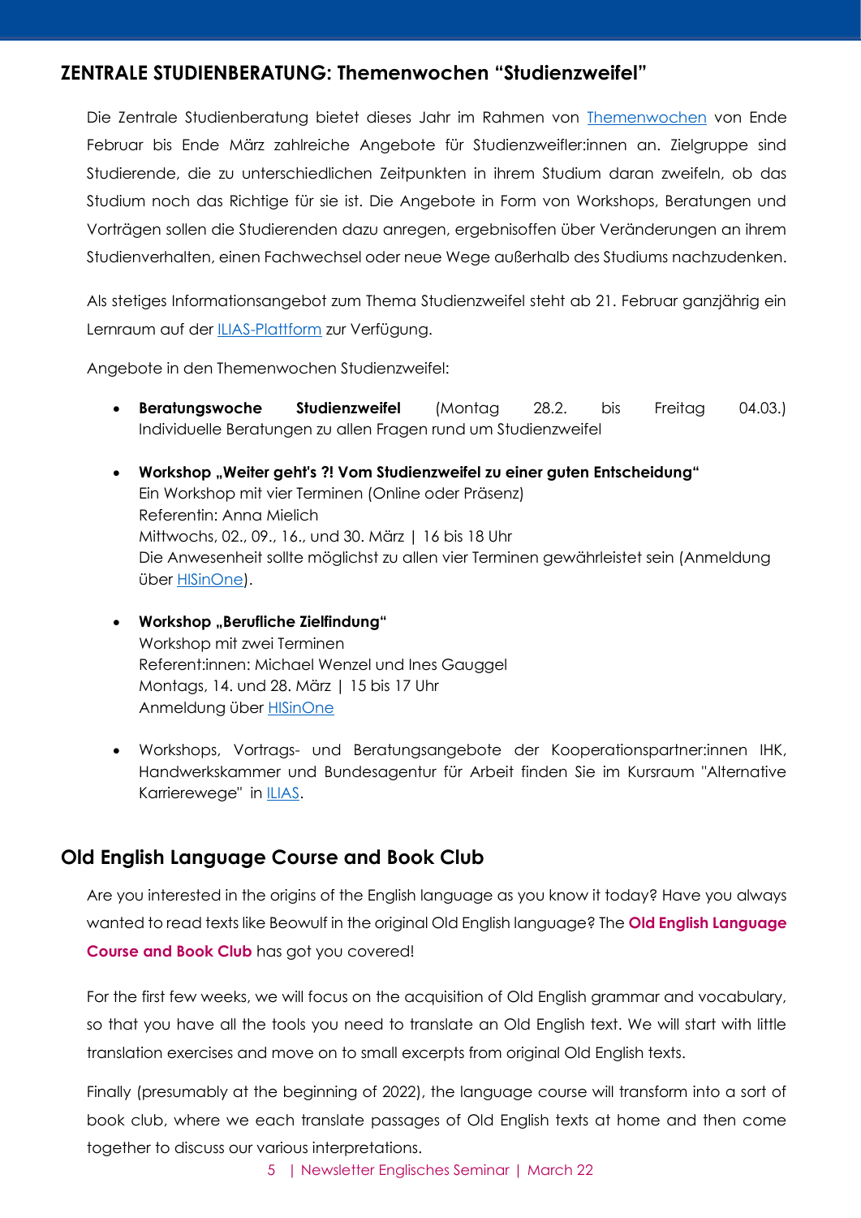## ZENTRALE STUDIENBERATUNG: Themenwochen "Studienzweifel"

Die Zentrale Studienberatung bietet dieses Jahr im Rahmen von Themenwochen von Ende Februar bis Ende März zahlreiche Angebote für Studienzweifler:innen an. Zielgruppe sind Studierende, die zu unterschiedlichen Zeitpunkten in ihrem Studium daran zweifeln, ob das Studium noch das Richtige für sie ist. Die Angebote in Form von Workshops, Beratungen und Vorträgen sollen die Studierenden dazu anregen, ergebnisoffen über Veränderungen an ihrem Studienverhalten, einen Fachwechsel oder neue Wege außerhalb des Studiums nachzudenken.

Als stetiges Informationsangebot zum Thema Studienzweifel steht ab 21. Februar ganzjährig ein Lernraum auf der ILIAS-Plattform zur Verfügung.

Angebote in den Themenwochen Studienzweifel:

- **Beratungswoche Studienzweifel** (Montag 28.2. bis Freitag 04.03.)
  Individuelle Beratungen zu allen Fragen rund um Studienzweifel

- **Workshop „Weiter geht's ?! Vom Studienzweifel zu einer guten Entscheidung"**
  Ein Workshop mit vier Terminen (Online oder Präsenz)
  Referentin: Anna Mielich
  Mittwochs, 02., 09., 16., und 30. März | 16 bis 18 Uhr
  Die Anwesenheit sollte möglichst zu allen vier Terminen gewährleistet sein (Anmeldung über HISinOne).

- **Workshop „Berufliche Zielfindung"**
  Workshop mit zwei Terminen
  Referent:innen: Michael Wenzel und Ines Gauggel
  Montags, 14. und 28. März | 15 bis 17 Uhr
  Anmeldung über HISinOne

- Workshops, Vortrags- und Beratungsangebote der Kooperationspartner:innen IHK, Handwerkskammer und Bundesagentur für Arbeit finden Sie im Kursraum "Alternative Karrierewege" in ILIAS.

## Old English Language Course and Book Club

Are you interested in the origins of the English language as you know it today? Have you always wanted to read texts like Beowulf in the original Old English language? The **Old English Language Course and Book Club** has got you covered!

For the first few weeks, we will focus on the acquisition of Old English grammar and vocabulary, so that you have all the tools you need to translate an Old English text. We will start with little translation exercises and move on to small excerpts from original Old English texts.

Finally (presumably at the beginning of 2022), the language course will transform into a sort of book club, where we each translate passages of Old English texts at home and then come together to discuss our various interpretations.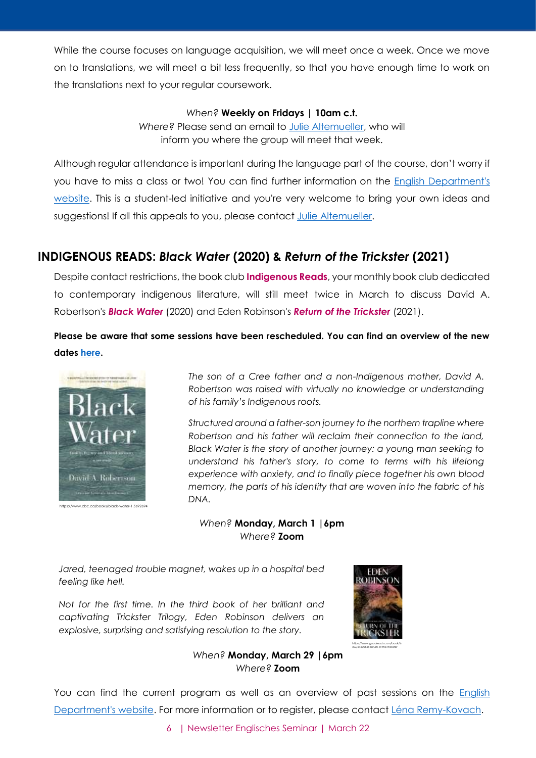While the course focuses on language acquisition, we will meet once a week. Once we move on to translations, we will meet a bit less frequently, so that you have enough time to work on the translations next to your regular coursework.

*When?* **Weekly on Fridays | 10am c.t.**
*Where?* Please send an email to Julie Altemueller, who will inform you where the group will meet that week.

Although regular attendance is important during the language part of the course, don't worry if you have to miss a class or two! You can find further information on the English Department's website. This is a student-led initiative and you're very welcome to bring your own ideas and suggestions! If all this appeals to you, please contact Julie Altemueller.

## INDIGENOUS READS: *Black Water* (2020) & *Return of the Trickster* (2021)

Despite contact restrictions, the book club **Indigenous Reads**, your monthly book club dedicated to contemporary indigenous literature, will still meet twice in March to discuss David A. Robertson's ***Black Water*** (2020) and Eden Robinson's ***Return of the Trickster*** (2021).

**Please be aware that some sessions have been rescheduled. You can find an overview of the new dates here.**

https://www.cbc.ca/books/black-water-1.5692694

*The son of a Cree father and a non-Indigenous mother, David A. Robertson was raised with virtually no knowledge or understanding of his family's Indigenous roots.*

*Structured around a father-son journey to the northern trapline where Robertson and his father will reclaim their connection to the land, Black Water is the story of another journey: a young man seeking to understand his father's story, to come to terms with his lifelong experience with anxiety, and to finally piece together his own blood memory, the parts of his identity that are woven into the fabric of his DNA.*

*When?* **Monday, March 1 | 6pm**
*Where?* **Zoom**

*Jared, teenaged trouble magnet, wakes up in a hospital bed feeling like hell.*

*Not for the first time. In the third book of her brilliant and captivating Trickster Trilogy, Eden Robinson delivers an explosive, surprising and satisfying resolution to the story.*

https://www.goodreads.com/book/show/54500858-return-of-the-trickster

*When?* **Monday, March 29 | 6pm**
*Where?* **Zoom**

You can find the current program as well as an overview of past sessions on the English Department's website. For more information or to register, please contact Léna Remy-Kovach.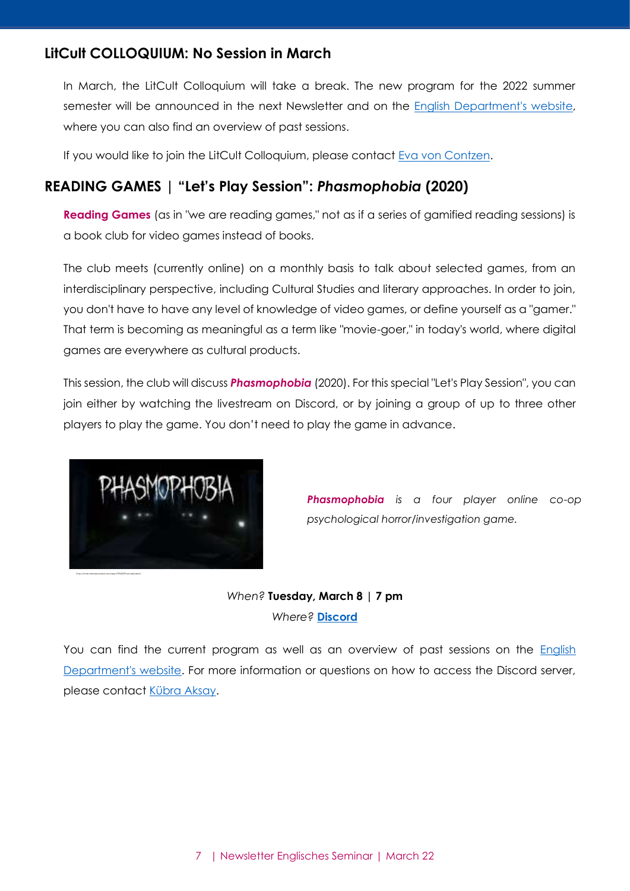## LitCult COLLOQUIUM: No Session in March

In March, the LitCult Colloquium will take a break. The new program for the 2022 summer semester will be announced in the next Newsletter and on the English Department's website, where you can also find an overview of past sessions.

If you would like to join the LitCult Colloquium, please contact Eva von Contzen.

## READING GAMES | "Let's Play Session": *Phasmophobia* (2020)

**Reading Games** (as in "we are reading games," not as if a series of gamified reading sessions) is a book club for video games instead of books.

The club meets (currently online) on a monthly basis to talk about selected games, from an interdisciplinary perspective, including Cultural Studies and literary approaches. In order to join, you don't have to have any level of knowledge of video games, or define yourself as a "gamer." That term is becoming as meaningful as a term like "movie-goer," in today's world, where digital games are everywhere as cultural products.

This session, the club will discuss ***Phasmophobia*** (2020). For this special "Let's Play Session", you can join either by watching the livestream on Discord, or by joining a group of up to three other players to play the game. You don't need to play the game in advance.

***Phasmophobia*** *is a four player online co-op psychological horror/investigation game.*

*When?* **Tuesday, March 8 | 7 pm**
*Where?* **Discord**

You can find the current program as well as an overview of past sessions on the English Department's website. For more information or questions on how to access the Discord server, please contact Kübra Aksay.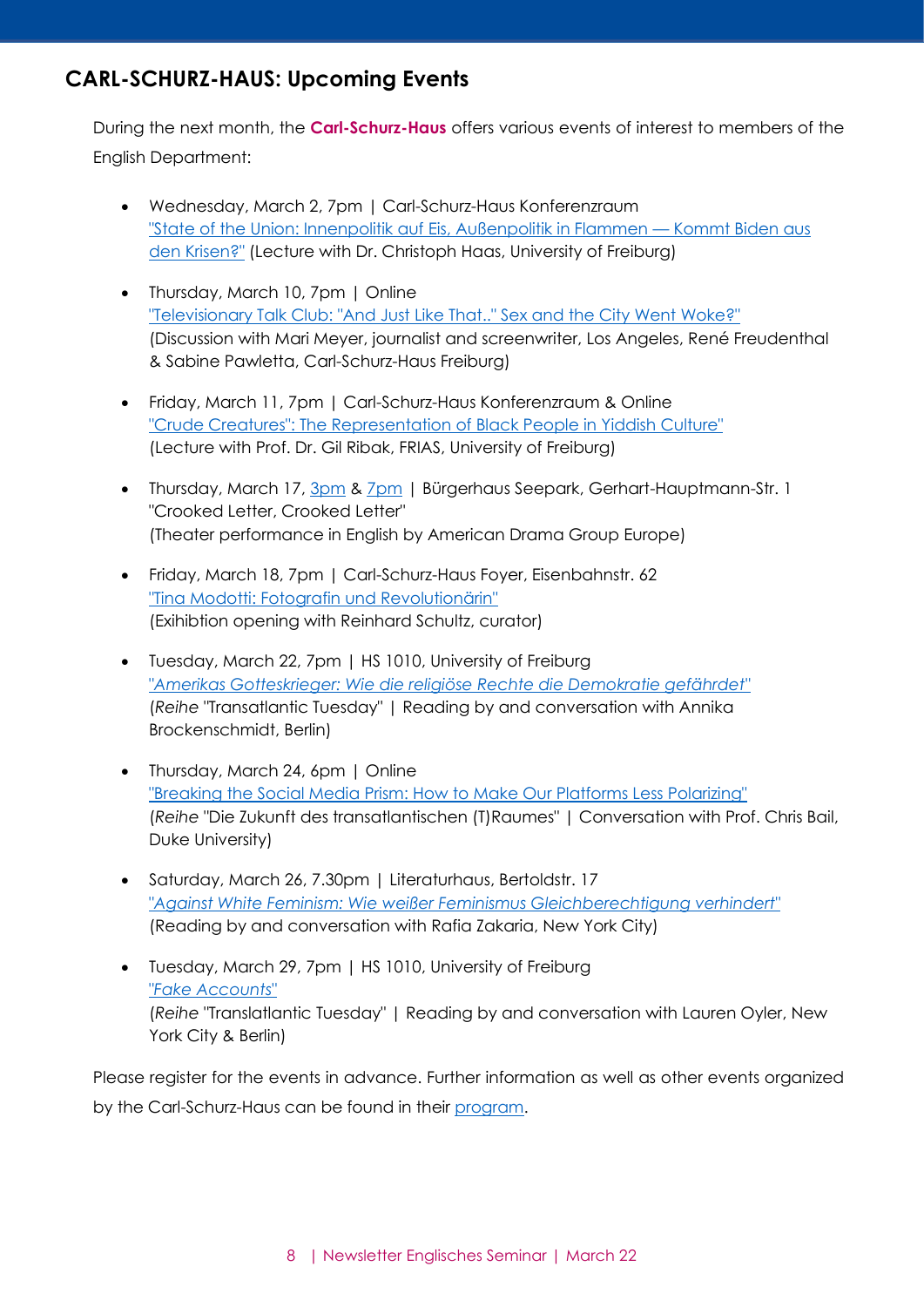## CARL-SCHURZ-HAUS: Upcoming Events

During the next month, the **Carl-Schurz-Haus** offers various events of interest to members of the English Department:

- Wednesday, March 2, 7pm | Carl-Schurz-Haus Konferenzraum
  "State of the Union: Innenpolitik auf Eis, Außenpolitik in Flammen — Kommt Biden aus den Krisen?" (Lecture with Dr. Christoph Haas, University of Freiburg)

- Thursday, March 10, 7pm | Online
  "Televisionary Talk Club: "And Just Like That.." Sex and the City Went Woke?"
  (Discussion with Mari Meyer, journalist and screenwriter, Los Angeles, René Freudenthal & Sabine Pawletta, Carl-Schurz-Haus Freiburg)

- Friday, March 11, 7pm | Carl-Schurz-Haus Konferenzraum & Online
  "Crude Creatures": The Representation of Black People in Yiddish Culture"
  (Lecture with Prof. Dr. Gil Ribak, FRIAS, University of Freiburg)

- Thursday, March 17, 3pm & 7pm | Bürgerhaus Seepark, Gerhart-Hauptmann-Str. 1
  "Crooked Letter, Crooked Letter"
  (Theater performance in English by American Drama Group Europe)

- Friday, March 18, 7pm | Carl-Schurz-Haus Foyer, Eisenbahnstr. 62
  "Tina Modotti: Fotografin und Revolutionärin"
  (Exihibtion opening with Reinhard Schultz, curator)

- Tuesday, March 22, 7pm | HS 1010, University of Freiburg
  *"Amerikas Gotteskrieger: Wie die religiöse Rechte die Demokratie gefährdet"*
  (*Reihe* "Transatlantic Tuesday" | Reading by and conversation with Annika Brockenschmidt, Berlin)

- Thursday, March 24, 6pm | Online
  "Breaking the Social Media Prism: How to Make Our Platforms Less Polarizing"
  (*Reihe* "Die Zukunft des transatlantischen (T)Raumes" | Conversation with Prof. Chris Bail, Duke University)

- Saturday, March 26, 7.30pm | Literaturhaus, Bertoldstr. 17
  *"Against White Feminism: Wie weißer Feminismus Gleichberechtigung verhindert"*
  (Reading by and conversation with Rafia Zakaria, New York City)

- Tuesday, March 29, 7pm | HS 1010, University of Freiburg
  *"Fake Accounts"*
  (*Reihe* "Translatlantic Tuesday" | Reading by and conversation with Lauren Oyler, New York City & Berlin)

Please register for the events in advance. Further information as well as other events organized by the Carl-Schurz-Haus can be found in their program.